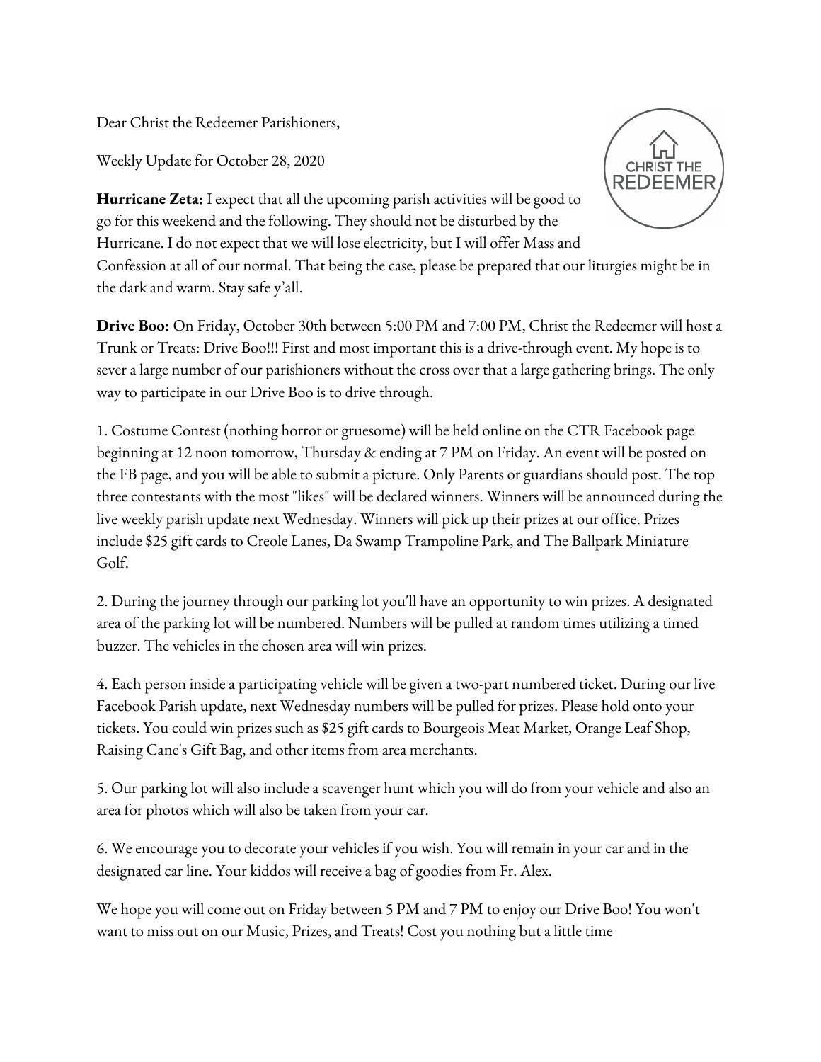Dear Christ the Redeemer Parishioners,

Weekly Update for October 28, 2020

**Hurricane Zeta:** I expect that all the upcoming parish activities will be good to go for this weekend and the following. They should not be disturbed by the Hurricane. I do not expect that we will lose electricity, but I will offer Mass and Confession at all of our normal. That being the case, please be prepared that our liturgies might be in the dark and warm. Stay safe y'all.

**Drive Boo:** On Friday, October 30th between 5:00 PM and 7:00 PM, Christ the Redeemer will host a Trunk or Treats: Drive Boo!!! First and most important this is a drive-through event. My hope is to sever a large number of our parishioners without the cross over that a large gathering brings. The only way to participate in our Drive Boo is to drive through.

1. Costume Contest (nothing horror or gruesome) will be held online on the CTR Facebook page beginning at 12 noon tomorrow, Thursday & ending at 7 PM on Friday. An event will be posted on the FB page, and you will be able to submit a picture. Only Parents or guardians should post. The top three contestants with the most "likes" will be declared winners. Winners will be announced during the live weekly parish update next Wednesday. Winners will pick up their prizes at our office. Prizes include $25 gift cards to Creole Lanes, Da Swamp Trampoline Park, and The Ballpark Miniature Golf.

2. During the journey through our parking lot you'll have an opportunity to win prizes. A designated area of the parking lot will be numbered. Numbers will be pulled at random times utilizing a timed buzzer. The vehicles in the chosen area will win prizes.

4. Each person inside a participating vehicle will be given a two-part numbered ticket. During our live Facebook Parish update, next Wednesday numbers will be pulled for prizes. Please hold onto your tickets. You could win prizes such as $25 gift cards to Bourgeois Meat Market, Orange Leaf Shop, Raising Cane's Gift Bag, and other items from area merchants.

5. Our parking lot will also include a scavenger hunt which you will do from your vehicle and also an area for photos which will also be taken from your car.

6. We encourage you to decorate your vehicles if you wish. You will remain in your car and in the designated car line. Your kiddos will receive a bag of goodies from Fr. Alex.

We hope you will come out on Friday between 5 PM and 7 PM to enjoy our Drive Boo! You won't want to miss out on our Music, Prizes, and Treats! Cost you nothing but a little time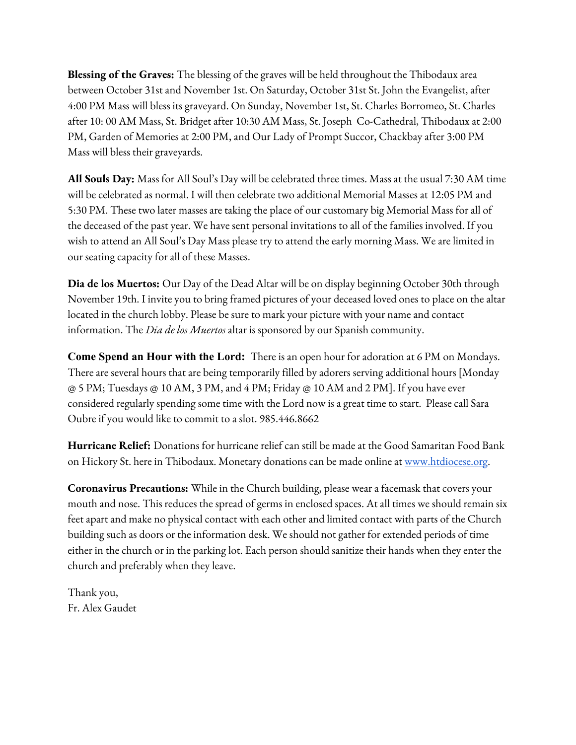**Blessing of the Graves:** The blessing of the graves will be held throughout the Thibodaux area between October 31st and November 1st. On Saturday, October 31st St. John the Evangelist, after 4:00 PM Mass will bless its graveyard. On Sunday, November 1st, St. Charles Borromeo, St. Charles after 10: 00 AM Mass, St. Bridget after 10:30 AM Mass, St. Joseph Co-Cathedral, Thibodaux at 2:00 PM, Garden of Memories at 2:00 PM, and Our Lady of Prompt Succor, Chackbay after 3:00 PM Mass will bless their graveyards.

**All Souls Day:** Mass for All Soul's Day will be celebrated three times. Mass at the usual 7:30 AM time will be celebrated as normal. I will then celebrate two additional Memorial Masses at 12:05 PM and 5:30 PM. These two later masses are taking the place of our customary big Memorial Mass for all of the deceased of the past year. We have sent personal invitations to all of the families involved. If you wish to attend an All Soul's Day Mass please try to attend the early morning Mass. We are limited in our seating capacity for all of these Masses.

**Dia de los Muertos:** Our Day of the Dead Altar will be on display beginning October 30th through November 19th. I invite you to bring framed pictures of your deceased loved ones to place on the altar located in the church lobby. Please be sure to mark your picture with your name and contact information. The *Dia de los Muertos* altar is sponsored by our Spanish community.

**Come Spend an Hour with the Lord:** There is an open hour for adoration at 6 PM on Mondays. There are several hours that are being temporarily filled by adorers serving additional hours [Monday @ 5 PM; Tuesdays @ 10 AM, 3 PM, and 4 PM; Friday @ 10 AM and 2 PM]. If you have ever considered regularly spending some time with the Lord now is a great time to start. Please call Sara Oubre if you would like to commit to a slot. 985.446.8662

**Hurricane Relief:** Donations for hurricane relief can still be made at the Good Samaritan Food Bank on Hickory St. here in Thibodaux. Monetary donations can be made online at www.htdiocese.org.

**Coronavirus Precautions:** While in the Church building, please wear a facemask that covers your mouth and nose. This reduces the spread of germs in enclosed spaces. At all times we should remain six feet apart and make no physical contact with each other and limited contact with parts of the Church building such as doors or the information desk. We should not gather for extended periods of time either in the church or in the parking lot. Each person should sanitize their hands when they enter the church and preferably when they leave.

Thank you,
Fr. Alex Gaudet